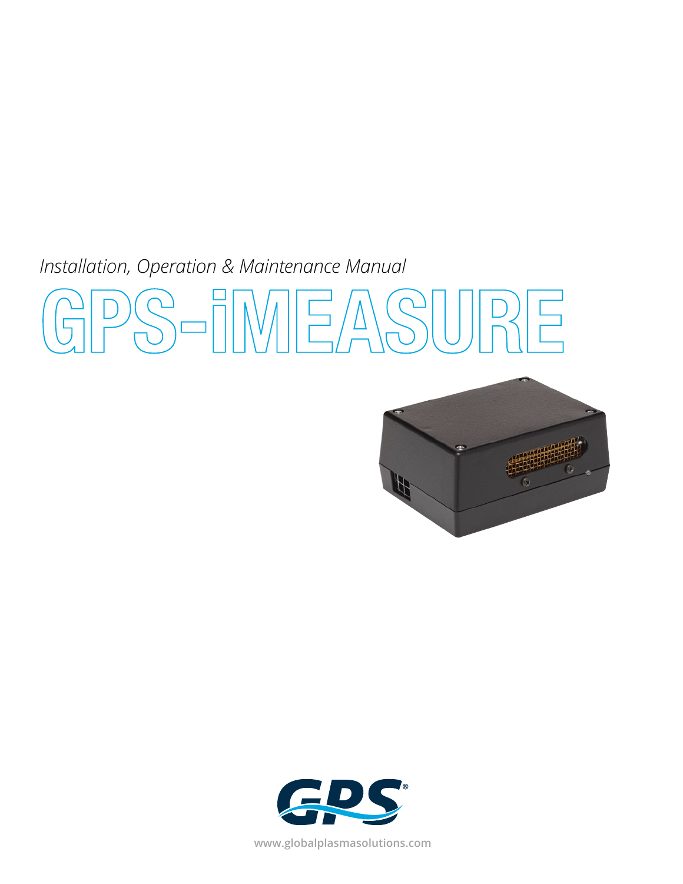*Installation, Operation & Maintenance Manual*

# GPS-iMEASURE

GPS®

www.globalplasmasolutions.com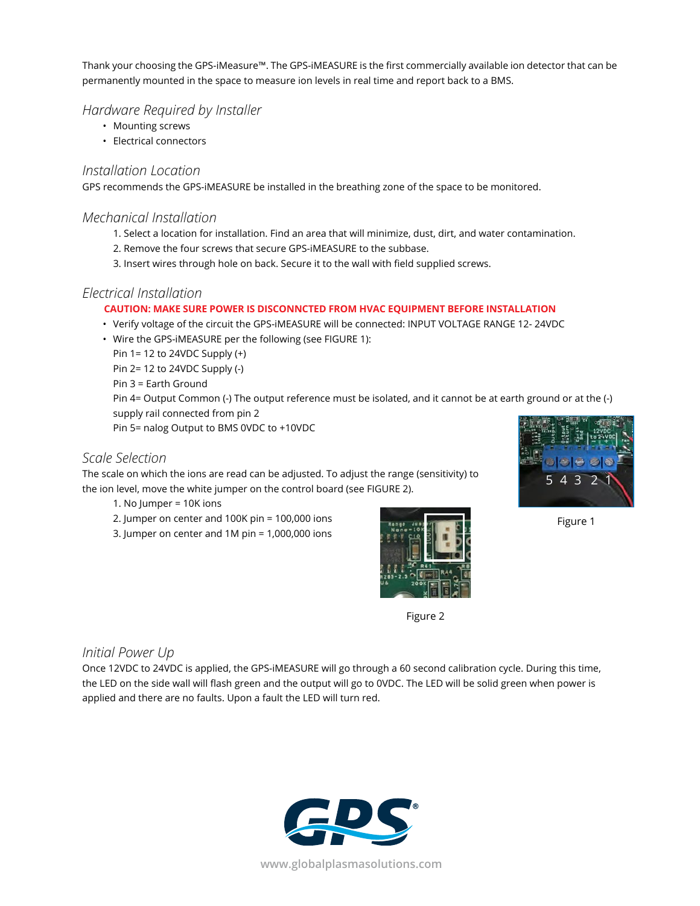Thank your choosing the GPS-iMeasure™. The GPS-iMEASURE is the first commercially available ion detector that can be permanently mounted in the space to measure ion levels in real time and report back to a BMS.

## *Hardware Required by Installer*

- Mounting screws
- Electrical connectors

## *Installation Location*

GPS recommends the GPS-iMEASURE be installed in the breathing zone of the space to be monitored.

## *Mechanical Installation*

1. Select a location for installation. Find an area that will minimize, dust, dirt, and water contamination.
2. Remove the four screws that secure GPS-iMEASURE to the subbase.
3. Insert wires through hole on back. Secure it to the wall with field supplied screws.

## *Electrical Installation*

**CAUTION: MAKE SURE POWER IS DISCONNCTED FROM HVAC EQUIPMENT BEFORE INSTALLATION**

- Verify voltage of the circuit the GPS-iMEASURE will be connected: INPUT VOLTAGE RANGE 12- 24VDC
- Wire the GPS-iMEASURE per the following (see FIGURE 1):

  Pin 1= 12 to 24VDC Supply (+)

  Pin 2= 12 to 24VDC Supply (-)

  Pin 3 = Earth Ground

  Pin 4= Output Common (-) The output reference must be isolated, and it cannot be at earth ground or at the (-) supply rail connected from pin 2

  Pin 5= nalog Output to BMS 0VDC to +10VDC

Figure 1

## *Scale Selection*

The scale on which the ions are read can be adjusted. To adjust the range (sensitivity) to the ion level, move the white jumper on the control board (see FIGURE 2).

1. No Jumper = 10K ions
2. Jumper on center and 100K pin = 100,000 ions
3. Jumper on center and 1M pin = 1,000,000 ions

Figure 2

## *Initial Power Up*

Once 12VDC to 24VDC is applied, the GPS-iMEASURE will go through a 60 second calibration cycle. During this time, the LED on the side wall will flash green and the output will go to 0VDC. The LED will be solid green when power is applied and there are no faults. Upon a fault the LED will turn red.

www.globalplasmasolutions.com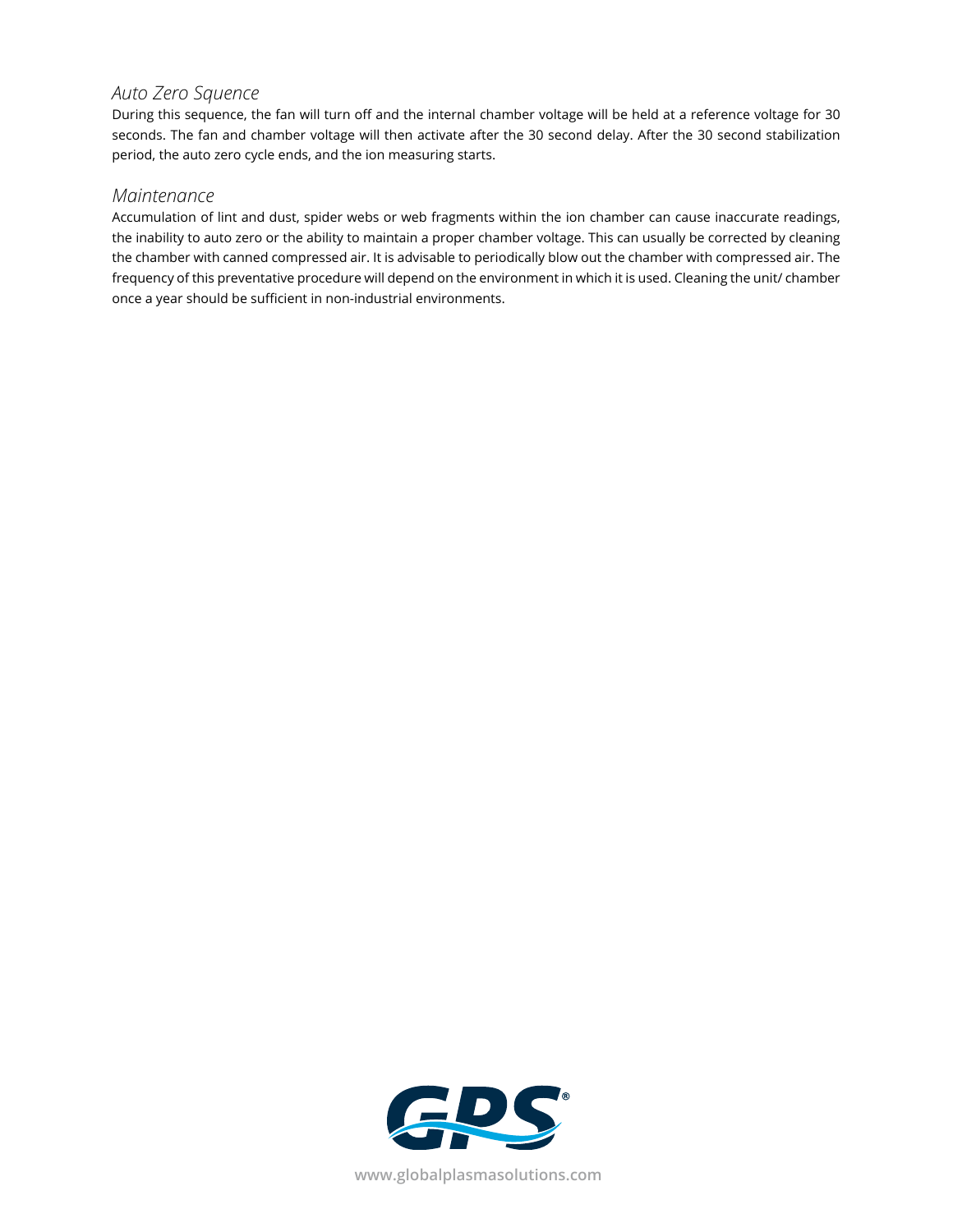### *Auto Zero Squence*

During this sequence, the fan will turn off and the internal chamber voltage will be held at a reference voltage for 30 seconds. The fan and chamber voltage will then activate after the 30 second delay. After the 30 second stabilization period, the auto zero cycle ends, and the ion measuring starts.

### *Maintenance*

Accumulation of lint and dust, spider webs or web fragments within the ion chamber can cause inaccurate readings, the inability to auto zero or the ability to maintain a proper chamber voltage. This can usually be corrected by cleaning the chamber with canned compressed air. It is advisable to periodically blow out the chamber with compressed air. The frequency of this preventative procedure will depend on the environment in which it is used. Cleaning the unit/ chamber once a year should be sufficient in non-industrial environments.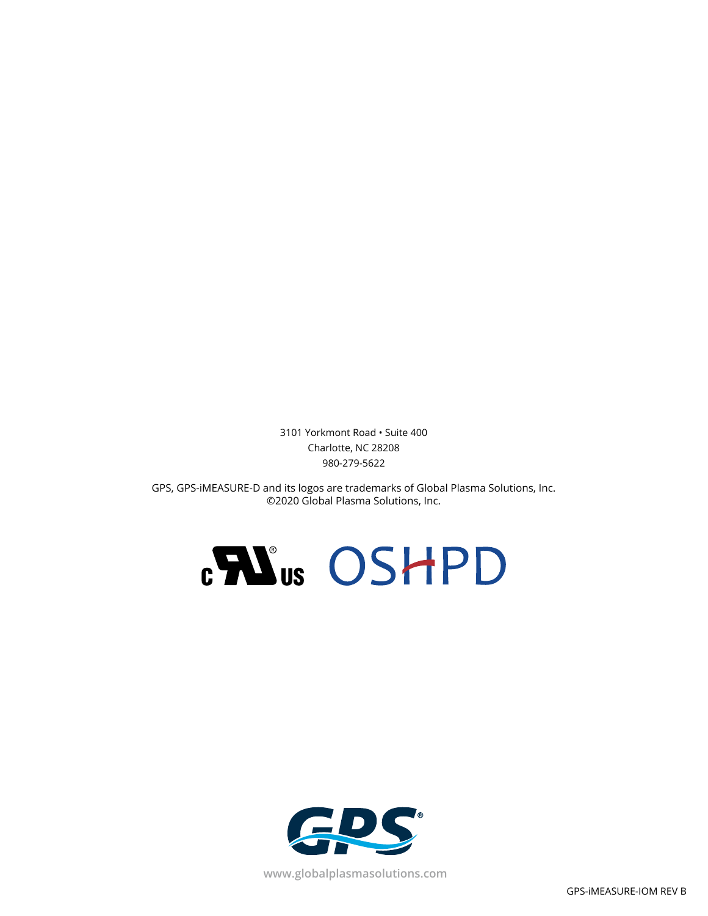3101 Yorkmont Road • Suite 400
Charlotte, NC 28208
980-279-5622

GPS, GPS-iMEASURE-D and its logos are trademarks of Global Plasma Solutions, Inc.
©2020 Global Plasma Solutions, Inc.

www.globalplasmasolutions.com

GPS-iMEASURE-IOM REV B